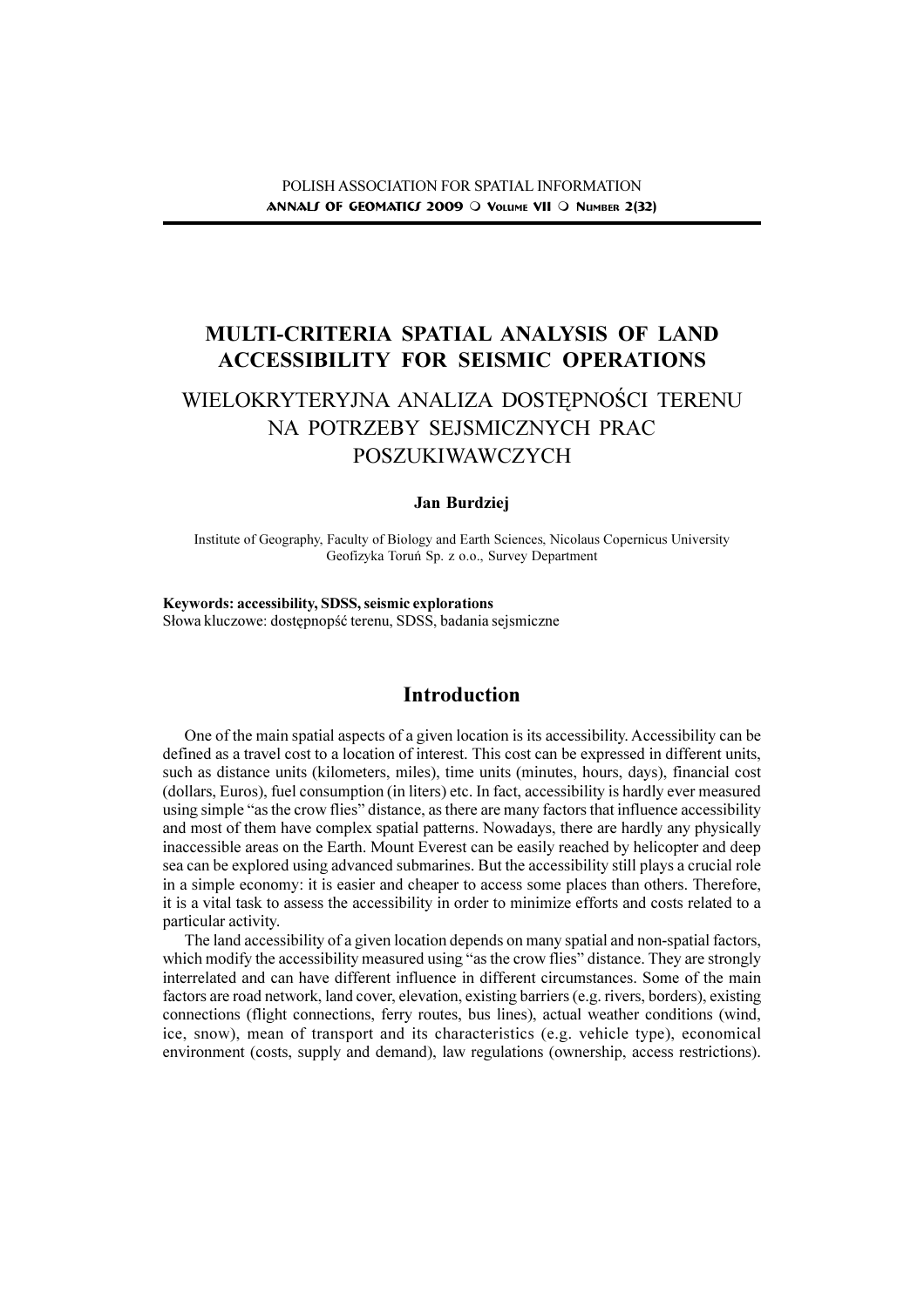# MULTI-CRITERIA SPATIAL ANALYSIS OF LAND ACCESSIBILITY FOR SEISMIC OPERATIONS

## WIELOKRYTERYJNA ANALIZA DOSTĘPNOŚCI TERENU NA POTRZEBY SEJSMICZNYCH PRAC POSZUKIWAWCZYCH

**Jan Burdziej**

Institute of Geography, Faculty of Biology and Earth Sciences, Nicolaus Copernicus University
Geofizyka Toruń Sp. z o.o., Survey Department

**Keywords: accessibility, SDSS, seismic explorations**
Słowa kluczowe: dostępnopść terenu, SDSS, badania sejsmiczne

## Introduction

One of the main spatial aspects of a given location is its accessibility. Accessibility can be defined as a travel cost to a location of interest. This cost can be expressed in different units, such as distance units (kilometers, miles), time units (minutes, hours, days), financial cost (dollars, Euros), fuel consumption (in liters) etc. In fact, accessibility is hardly ever measured using simple "as the crow flies" distance, as there are many factors that influence accessibility and most of them have complex spatial patterns. Nowadays, there are hardly any physically inaccessible areas on the Earth. Mount Everest can be easily reached by helicopter and deep sea can be explored using advanced submarines. But the accessibility still plays a crucial role in a simple economy: it is easier and cheaper to access some places than others. Therefore, it is a vital task to assess the accessibility in order to minimize efforts and costs related to a particular activity.

The land accessibility of a given location depends on many spatial and non-spatial factors, which modify the accessibility measured using "as the crow flies" distance. They are strongly interrelated and can have different influence in different circumstances. Some of the main factors are road network, land cover, elevation, existing barriers (e.g. rivers, borders), existing connections (flight connections, ferry routes, bus lines), actual weather conditions (wind, ice, snow), mean of transport and its characteristics (e.g. vehicle type), economical environment (costs, supply and demand), law regulations (ownership, access restrictions).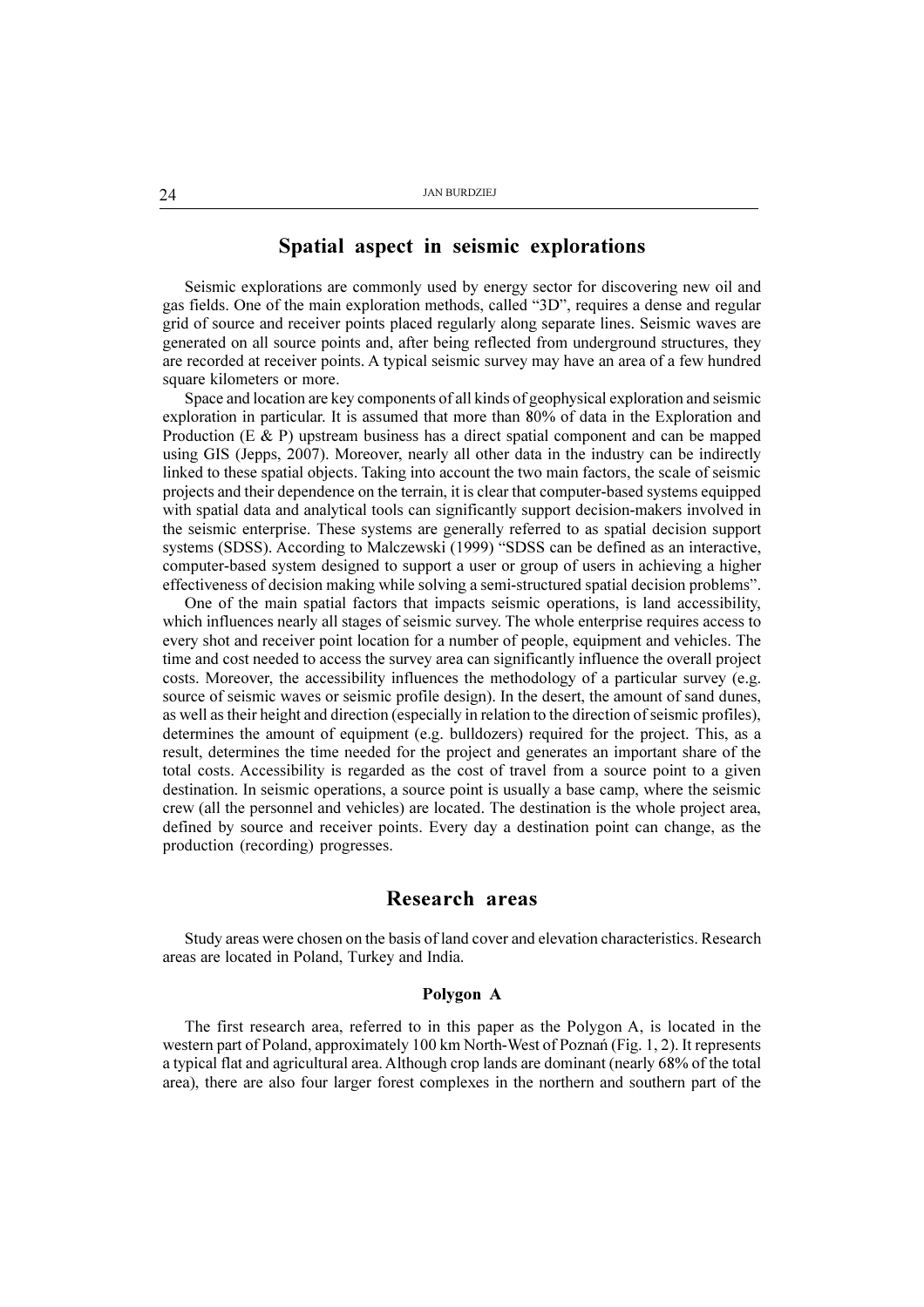## Spatial aspect in seismic explorations

Seismic explorations are commonly used by energy sector for discovering new oil and gas fields. One of the main exploration methods, called "3D", requires a dense and regular grid of source and receiver points placed regularly along separate lines. Seismic waves are generated on all source points and, after being reflected from underground structures, they are recorded at receiver points. A typical seismic survey may have an area of a few hundred square kilometers or more.

Space and location are key components of all kinds of geophysical exploration and seismic exploration in particular. It is assumed that more than 80% of data in the Exploration and Production (E & P) upstream business has a direct spatial component and can be mapped using GIS (Jepps, 2007). Moreover, nearly all other data in the industry can be indirectly linked to these spatial objects. Taking into account the two main factors, the scale of seismic projects and their dependence on the terrain, it is clear that computer-based systems equipped with spatial data and analytical tools can significantly support decision-makers involved in the seismic enterprise. These systems are generally referred to as spatial decision support systems (SDSS). According to Malczewski (1999) "SDSS can be defined as an interactive, computer-based system designed to support a user or group of users in achieving a higher effectiveness of decision making while solving a semi-structured spatial decision problems".

One of the main spatial factors that impacts seismic operations, is land accessibility, which influences nearly all stages of seismic survey. The whole enterprise requires access to every shot and receiver point location for a number of people, equipment and vehicles. The time and cost needed to access the survey area can significantly influence the overall project costs. Moreover, the accessibility influences the methodology of a particular survey (e.g. source of seismic waves or seismic profile design). In the desert, the amount of sand dunes, as well as their height and direction (especially in relation to the direction of seismic profiles), determines the amount of equipment (e.g. bulldozers) required for the project. This, as a result, determines the time needed for the project and generates an important share of the total costs. Accessibility is regarded as the cost of travel from a source point to a given destination. In seismic operations, a source point is usually a base camp, where the seismic crew (all the personnel and vehicles) are located. The destination is the whole project area, defined by source and receiver points. Every day a destination point can change, as the production (recording) progresses.

## Research areas

Study areas were chosen on the basis of land cover and elevation characteristics. Research areas are located in Poland, Turkey and India.

### Polygon A

The first research area, referred to in this paper as the Polygon A, is located in the western part of Poland, approximately 100 km North-West of Poznań (Fig. 1, 2). It represents a typical flat and agricultural area. Although crop lands are dominant (nearly 68% of the total area), there are also four larger forest complexes in the northern and southern part of the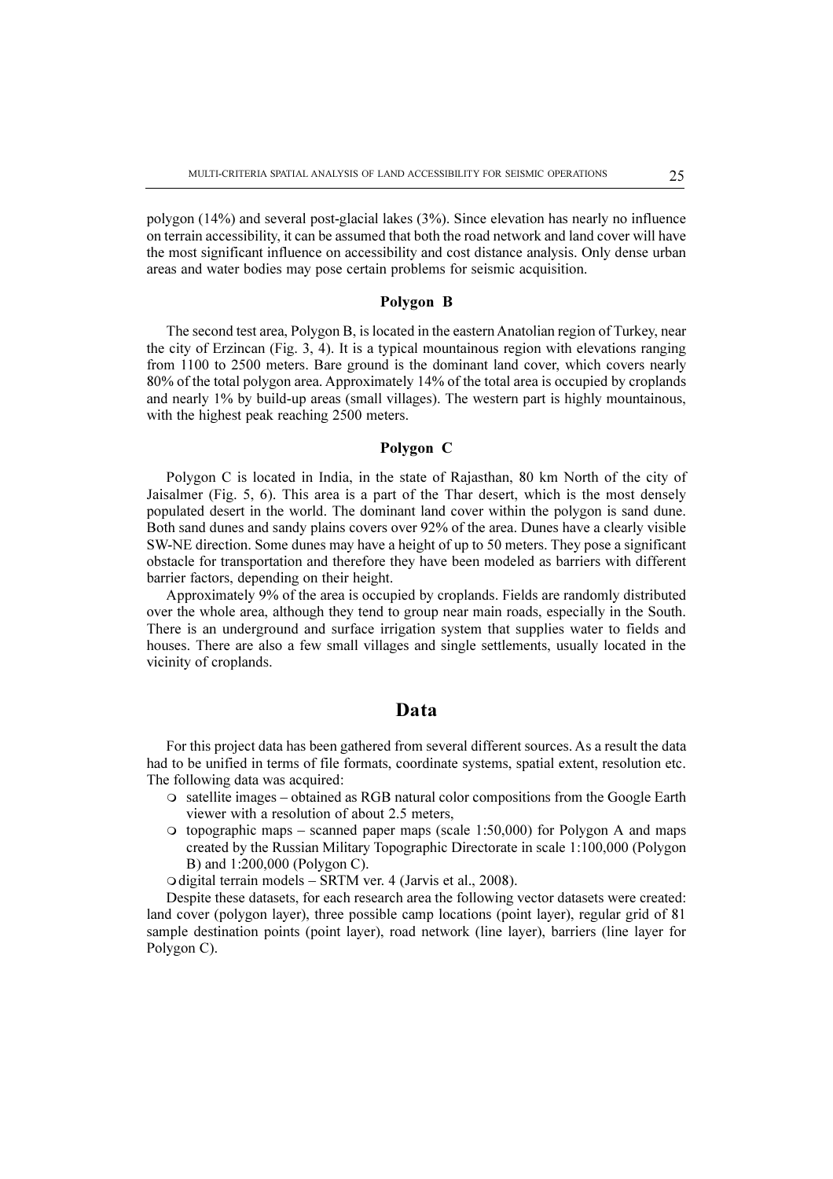polygon (14%) and several post-glacial lakes (3%). Since elevation has nearly no influence on terrain accessibility, it can be assumed that both the road network and land cover will have the most significant influence on accessibility and cost distance analysis. Only dense urban areas and water bodies may pose certain problems for seismic acquisition.

### Polygon B

The second test area, Polygon B, is located in the eastern Anatolian region of Turkey, near the city of Erzincan (Fig. 3, 4). It is a typical mountainous region with elevations ranging from 1100 to 2500 meters. Bare ground is the dominant land cover, which covers nearly 80% of the total polygon area. Approximately 14% of the total area is occupied by croplands and nearly 1% by build-up areas (small villages). The western part is highly mountainous, with the highest peak reaching 2500 meters.

### Polygon C

Polygon C is located in India, in the state of Rajasthan, 80 km North of the city of Jaisalmer (Fig. 5, 6). This area is a part of the Thar desert, which is the most densely populated desert in the world. The dominant land cover within the polygon is sand dune. Both sand dunes and sandy plains covers over 92% of the area. Dunes have a clearly visible SW-NE direction. Some dunes may have a height of up to 50 meters. They pose a significant obstacle for transportation and therefore they have been modeled as barriers with different barrier factors, depending on their height.

Approximately 9% of the area is occupied by croplands. Fields are randomly distributed over the whole area, although they tend to group near main roads, especially in the South. There is an underground and surface irrigation system that supplies water to fields and houses. There are also a few small villages and single settlements, usually located in the vicinity of croplands.

## Data

For this project data has been gathered from several different sources. As a result the data had to be unified in terms of file formats, coordinate systems, spatial extent, resolution etc. The following data was acquired:

- satellite images – obtained as RGB natural color compositions from the Google Earth viewer with a resolution of about 2.5 meters,
- topographic maps – scanned paper maps (scale 1:50,000) for Polygon A and maps created by the Russian Military Topographic Directorate in scale 1:100,000 (Polygon B) and 1:200,000 (Polygon C).
- digital terrain models – SRTM ver. 4 (Jarvis et al., 2008).

Despite these datasets, for each research area the following vector datasets were created: land cover (polygon layer), three possible camp locations (point layer), regular grid of 81 sample destination points (point layer), road network (line layer), barriers (line layer for Polygon C).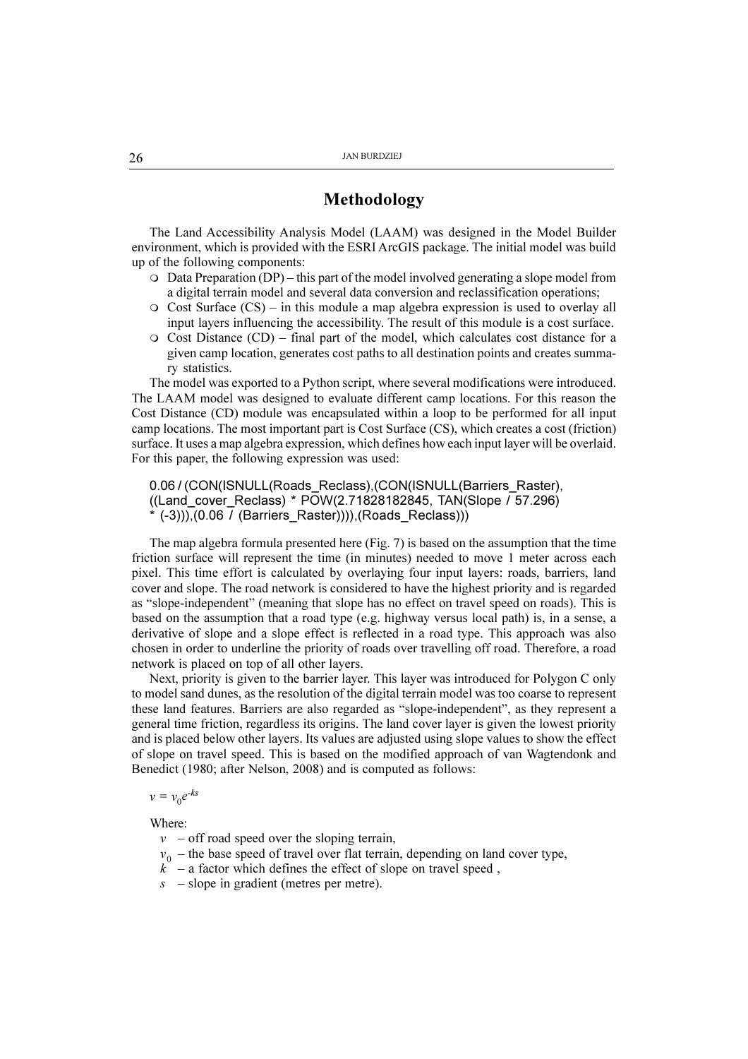## Methodology

The Land Accessibility Analysis Model (LAAM) was designed in the Model Builder environment, which is provided with the ESRI ArcGIS package. The initial model was build up of the following components:

- Data Preparation (DP) – this part of the model involved generating a slope model from a digital terrain model and several data conversion and reclassification operations;
- Cost Surface (CS) – in this module a map algebra expression is used to overlay all input layers influencing the accessibility. The result of this module is a cost surface.
- Cost Distance (CD) – final part of the model, which calculates cost distance for a given camp location, generates cost paths to all destination points and creates summary statistics.

The model was exported to a Python script, where several modifications were introduced. The LAAM model was designed to evaluate different camp locations. For this reason the Cost Distance (CD) module was encapsulated within a loop to be performed for all input camp locations. The most important part is Cost Surface (CS), which creates a cost (friction) surface. It uses a map algebra expression, which defines how each input layer will be overlaid. For this paper, the following expression was used:

```
0.06 / (CON(ISNULL(Roads_Reclass),(CON(ISNULL(Barriers_Raster),
((Land_cover_Reclass) * POW(2.71828182845, TAN(Slope / 57.296)
* (-3))),(0.06 / (Barriers_Raster)))),(Roads_Reclass)))
```

The map algebra formula presented here (Fig. 7) is based on the assumption that the time friction surface will represent the time (in minutes) needed to move 1 meter across each pixel. This time effort is calculated by overlaying four input layers: roads, barriers, land cover and slope. The road network is considered to have the highest priority and is regarded as "slope-independent" (meaning that slope has no effect on travel speed on roads). This is based on the assumption that a road type (e.g. highway versus local path) is, in a sense, a derivative of slope and a slope effect is reflected in a road type. This approach was also chosen in order to underline the priority of roads over travelling off road. Therefore, a road network is placed on top of all other layers.

Next, priority is given to the barrier layer. This layer was introduced for Polygon C only to model sand dunes, as the resolution of the digital terrain model was too coarse to represent these land features. Barriers are also regarded as "slope-independent", as they represent a general time friction, regardless its origins. The land cover layer is given the lowest priority and is placed below other layers. Its values are adjusted using slope values to show the effect of slope on travel speed. This is based on the modified approach of van Wagtendonk and Benedict (1980; after Nelson, 2008) and is computed as follows:

$$v = v_0 e^{-ks}$$

Where:

- $v$ – off road speed over the sloping terrain,
- $v_0$ – the base speed of travel over flat terrain, depending on land cover type,
- $k$ – a factor which defines the effect of slope on travel speed ,
- $s$ – slope in gradient (metres per metre).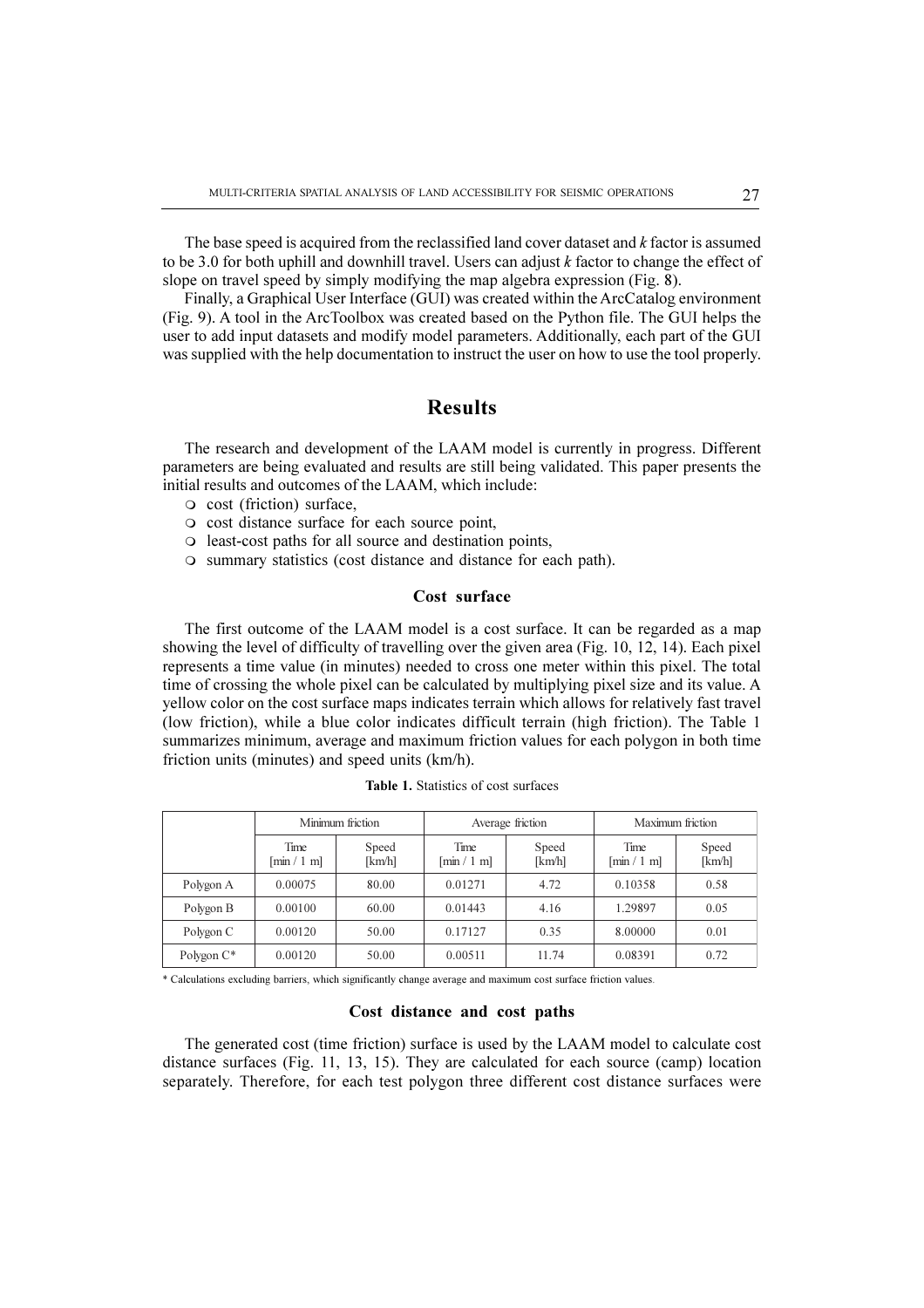The base speed is acquired from the reclassified land cover dataset and *k* factor is assumed to be 3.0 for both uphill and downhill travel. Users can adjust *k* factor to change the effect of slope on travel speed by simply modifying the map algebra expression (Fig. 8).

Finally, a Graphical User Interface (GUI) was created within the ArcCatalog environment (Fig. 9). A tool in the ArcToolbox was created based on the Python file. The GUI helps the user to add input datasets and modify model parameters. Additionally, each part of the GUI was supplied with the help documentation to instruct the user on how to use the tool properly.

## Results

The research and development of the LAAM model is currently in progress. Different parameters are being evaluated and results are still being validated. This paper presents the initial results and outcomes of the LAAM, which include:

- cost (friction) surface,
- cost distance surface for each source point,
- least-cost paths for all source and destination points,
- summary statistics (cost distance and distance for each path).

### Cost surface

The first outcome of the LAAM model is a cost surface. It can be regarded as a map showing the level of difficulty of travelling over the given area (Fig. 10, 12, 14). Each pixel represents a time value (in minutes) needed to cross one meter within this pixel. The total time of crossing the whole pixel can be calculated by multiplying pixel size and its value. A yellow color on the cost surface maps indicates terrain which allows for relatively fast travel (low friction), while a blue color indicates difficult terrain (high friction). The Table 1 summarizes minimum, average and maximum friction values for each polygon in both time friction units (minutes) and speed units (km/h).

**Table 1.** Statistics of cost surfaces

| | Minimum friction | | Average friction | | Maximum friction | |
|---|---|---|---|---|---|---|
| | Time [min / 1 m] | Speed [km/h] | Time [min / 1 m] | Speed [km/h] | Time [min / 1 m] | Speed [km/h] |
| Polygon A | 0.00075 | 80.00 | 0.01271 | 4.72 | 0.10358 | 0.58 |
| Polygon B | 0.00100 | 60.00 | 0.01443 | 4.16 | 1.29897 | 0.05 |
| Polygon C | 0.00120 | 50.00 | 0.17127 | 0.35 | 8.00000 | 0.01 |
| Polygon C* | 0.00120 | 50.00 | 0.00511 | 11.74 | 0.08391 | 0.72 |

\* Calculations excluding barriers, which significantly change average and maximum cost surface friction values.

### Cost distance and cost paths

The generated cost (time friction) surface is used by the LAAM model to calculate cost distance surfaces (Fig. 11, 13, 15). They are calculated for each source (camp) location separately. Therefore, for each test polygon three different cost distance surfaces were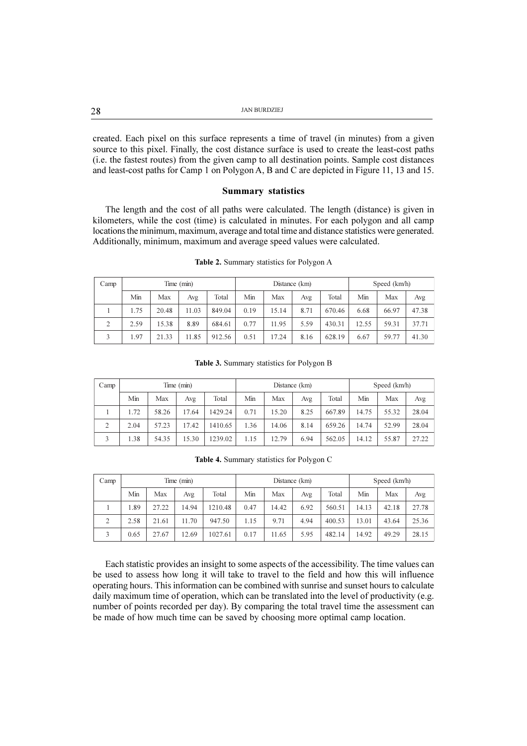created. Each pixel on this surface represents a time of travel (in minutes) from a given source to this pixel. Finally, the cost distance surface is used to create the least-cost paths (i.e. the fastest routes) from the given camp to all destination points. Sample cost distances and least-cost paths for Camp 1 on Polygon A, B and C are depicted in Figure 11, 13 and 15.

## Summary statistics

The length and the cost of all paths were calculated. The length (distance) is given in kilometers, while the cost (time) is calculated in minutes. For each polygon and all camp locations the minimum, maximum, average and total time and distance statistics were generated. Additionally, minimum, maximum and average speed values were calculated.

**Table 2.** Summary statistics for Polygon A

| Camp | Time (min) | | | | Distance (km) | | | | Speed (km/h) | | |
|---|---|---|---|---|---|---|---|---|---|---|---|
| | Min | Max | Avg | Total | Min | Max | Avg | Total | Min | Max | Avg |
| 1 | 1.75 | 20.48 | 11.03 | 849.04 | 0.19 | 15.14 | 8.71 | 670.46 | 6.68 | 66.97 | 47.38 |
| 2 | 2.59 | 15.38 | 8.89 | 684.61 | 0.77 | 11.95 | 5.59 | 430.31 | 12.55 | 59.31 | 37.71 |
| 3 | 1.97 | 21.33 | 11.85 | 912.56 | 0.51 | 17.24 | 8.16 | 628.19 | 6.67 | 59.77 | 41.30 |

**Table 3.** Summary statistics for Polygon B

| Camp | Time (min) | | | | Distance (km) | | | | Speed (km/h) | | |
|---|---|---|---|---|---|---|---|---|---|---|---|
| | Min | Max | Avg | Total | Min | Max | Avg | Total | Min | Max | Avg |
| 1 | 1.72 | 58.26 | 17.64 | 1429.24 | 0.71 | 15.20 | 8.25 | 667.89 | 14.75 | 55.32 | 28.04 |
| 2 | 2.04 | 57.23 | 17.42 | 1410.65 | 1.36 | 14.06 | 8.14 | 659.26 | 14.74 | 52.99 | 28.04 |
| 3 | 1.38 | 54.35 | 15.30 | 1239.02 | 1.15 | 12.79 | 6.94 | 562.05 | 14.12 | 55.87 | 27.22 |

**Table 4.** Summary statistics for Polygon C

| Camp | Time (min) | | | | Distance (km) | | | | Speed (km/h) | | |
|---|---|---|---|---|---|---|---|---|---|---|---|
| | Min | Max | Avg | Total | Min | Max | Avg | Total | Min | Max | Avg |
| 1 | 1.89 | 27.22 | 14.94 | 1210.48 | 0.47 | 14.42 | 6.92 | 560.51 | 14.13 | 42.18 | 27.78 |
| 2 | 2.58 | 21.61 | 11.70 | 947.50 | 1.15 | 9.71 | 4.94 | 400.53 | 13.01 | 43.64 | 25.36 |
| 3 | 0.65 | 27.67 | 12.69 | 1027.61 | 0.17 | 11.65 | 5.95 | 482.14 | 14.92 | 49.29 | 28.15 |

Each statistic provides an insight to some aspects of the accessibility. The time values can be used to assess how long it will take to travel to the field and how this will influence operating hours. This information can be combined with sunrise and sunset hours to calculate daily maximum time of operation, which can be translated into the level of productivity (e.g. number of points recorded per day). By comparing the total travel time the assessment can be made of how much time can be saved by choosing more optimal camp location.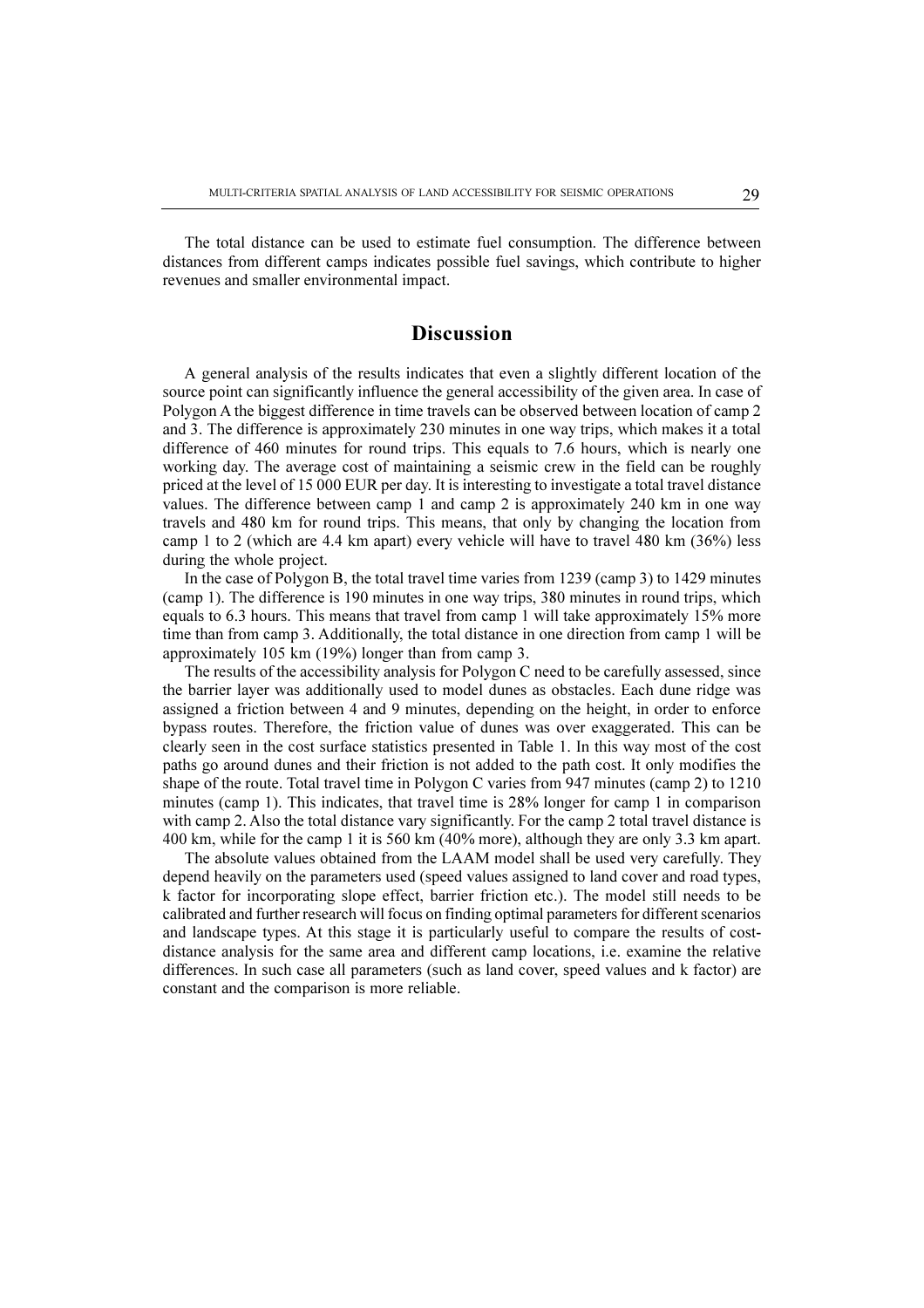The total distance can be used to estimate fuel consumption. The difference between distances from different camps indicates possible fuel savings, which contribute to higher revenues and smaller environmental impact.

## Discussion

A general analysis of the results indicates that even a slightly different location of the source point can significantly influence the general accessibility of the given area. In case of Polygon A the biggest difference in time travels can be observed between location of camp 2 and 3. The difference is approximately 230 minutes in one way trips, which makes it a total difference of 460 minutes for round trips. This equals to 7.6 hours, which is nearly one working day. The average cost of maintaining a seismic crew in the field can be roughly priced at the level of 15 000 EUR per day. It is interesting to investigate a total travel distance values. The difference between camp 1 and camp 2 is approximately 240 km in one way travels and 480 km for round trips. This means, that only by changing the location from camp 1 to 2 (which are 4.4 km apart) every vehicle will have to travel 480 km (36%) less during the whole project.

In the case of Polygon B, the total travel time varies from 1239 (camp 3) to 1429 minutes (camp 1). The difference is 190 minutes in one way trips, 380 minutes in round trips, which equals to 6.3 hours. This means that travel from camp 1 will take approximately 15% more time than from camp 3. Additionally, the total distance in one direction from camp 1 will be approximately 105 km (19%) longer than from camp 3.

The results of the accessibility analysis for Polygon C need to be carefully assessed, since the barrier layer was additionally used to model dunes as obstacles. Each dune ridge was assigned a friction between 4 and 9 minutes, depending on the height, in order to enforce bypass routes. Therefore, the friction value of dunes was over exaggerated. This can be clearly seen in the cost surface statistics presented in Table 1. In this way most of the cost paths go around dunes and their friction is not added to the path cost. It only modifies the shape of the route. Total travel time in Polygon C varies from 947 minutes (camp 2) to 1210 minutes (camp 1). This indicates, that travel time is 28% longer for camp 1 in comparison with camp 2. Also the total distance vary significantly. For the camp 2 total travel distance is 400 km, while for the camp 1 it is 560 km (40% more), although they are only 3.3 km apart.

The absolute values obtained from the LAAM model shall be used very carefully. They depend heavily on the parameters used (speed values assigned to land cover and road types, k factor for incorporating slope effect, barrier friction etc.). The model still needs to be calibrated and further research will focus on finding optimal parameters for different scenarios and landscape types. At this stage it is particularly useful to compare the results of cost-distance analysis for the same area and different camp locations, i.e. examine the relative differences. In such case all parameters (such as land cover, speed values and k factor) are constant and the comparison is more reliable.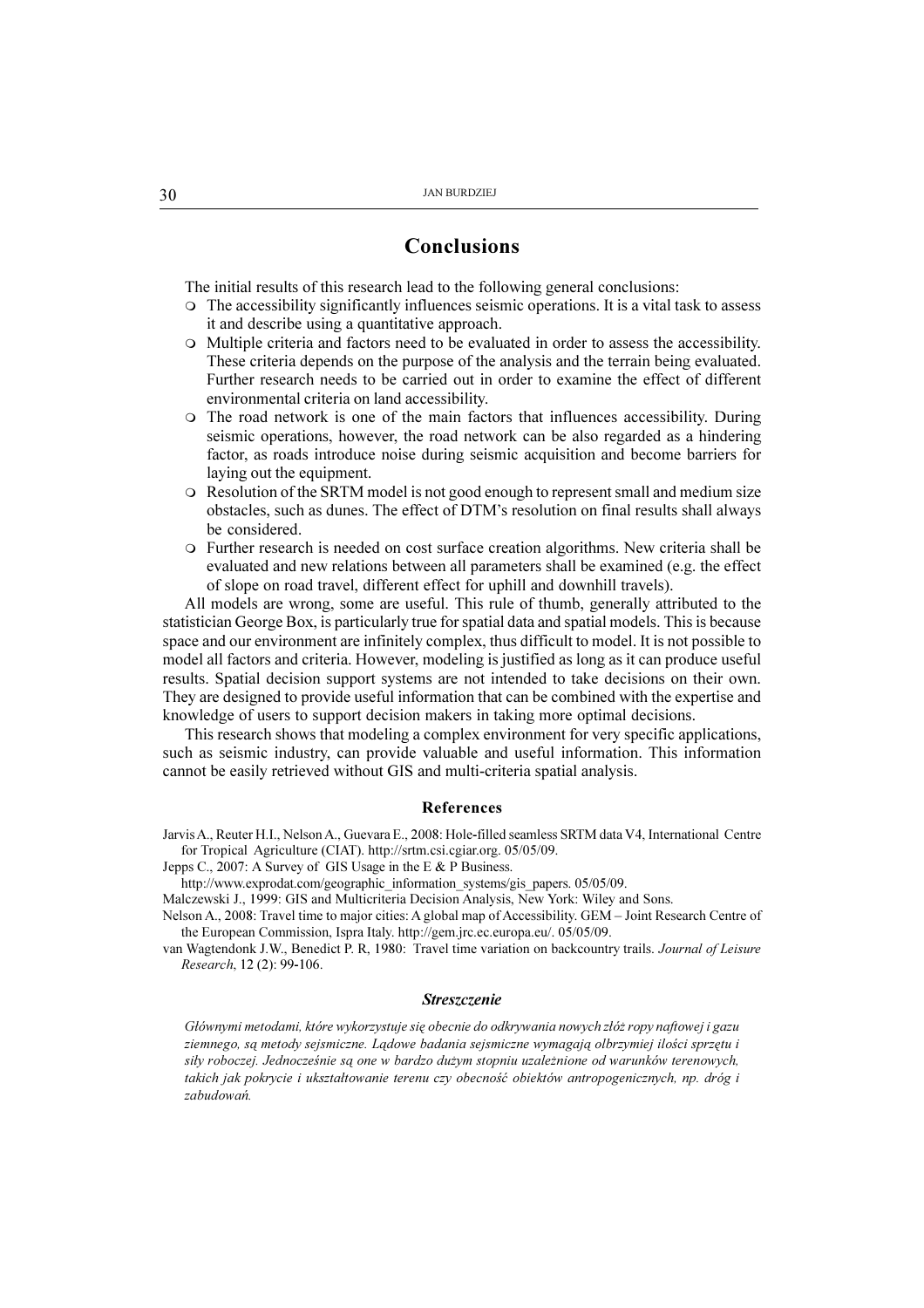## Conclusions

The initial results of this research lead to the following general conclusions:

- The accessibility significantly influences seismic operations. It is a vital task to assess it and describe using a quantitative approach.
- Multiple criteria and factors need to be evaluated in order to assess the accessibility. These criteria depends on the purpose of the analysis and the terrain being evaluated. Further research needs to be carried out in order to examine the effect of different environmental criteria on land accessibility.
- The road network is one of the main factors that influences accessibility. During seismic operations, however, the road network can be also regarded as a hindering factor, as roads introduce noise during seismic acquisition and become barriers for laying out the equipment.
- Resolution of the SRTM model is not good enough to represent small and medium size obstacles, such as dunes. The effect of DTM's resolution on final results shall always be considered.
- Further research is needed on cost surface creation algorithms. New criteria shall be evaluated and new relations between all parameters shall be examined (e.g. the effect of slope on road travel, different effect for uphill and downhill travels).

All models are wrong, some are useful. This rule of thumb, generally attributed to the statistician George Box, is particularly true for spatial data and spatial models. This is because space and our environment are infinitely complex, thus difficult to model. It is not possible to model all factors and criteria. However, modeling is justified as long as it can produce useful results. Spatial decision support systems are not intended to take decisions on their own. They are designed to provide useful information that can be combined with the expertise and knowledge of users to support decision makers in taking more optimal decisions.

This research shows that modeling a complex environment for very specific applications, such as seismic industry, can provide valuable and useful information. This information cannot be easily retrieved without GIS and multi-criteria spatial analysis.

### References

Jarvis A., Reuter H.I., Nelson A., Guevara E., 2008: Hole-filled seamless SRTM data V4, International Centre for Tropical Agriculture (CIAT). http://srtm.csi.cgiar.org. 05/05/09.

Jepps C., 2007: A Survey of GIS Usage in the E & P Business. http://www.exprodat.com/geographic_information_systems/gis_papers. 05/05/09.

Malczewski J., 1999: GIS and Multicriteria Decision Analysis, New York: Wiley and Sons.

Nelson A., 2008: Travel time to major cities: A global map of Accessibility. GEM – Joint Research Centre of the European Commission, Ispra Italy. http://gem.jrc.ec.europa.eu/. 05/05/09.

van Wagtendonk J.W., Benedict P. R, 1980: Travel time variation on backcountry trails. *Journal of Leisure Research*, 12 (2): 99-106.

### *Streszczenie*

*Głównymi metodami, które wykorzystuje się obecnie do odkrywania nowych złóż ropy naftowej i gazu ziemnego, są metody sejsmiczne. Lądowe badania sejsmiczne wymagają olbrzymiej ilości sprzętu i siły roboczej. Jednocześnie są one w bardzo dużym stopniu uzależnione od warunków terenowych, takich jak pokrycie i ukształtowanie terenu czy obecność obiektów antropogenicznych, np. dróg i zabudowań.*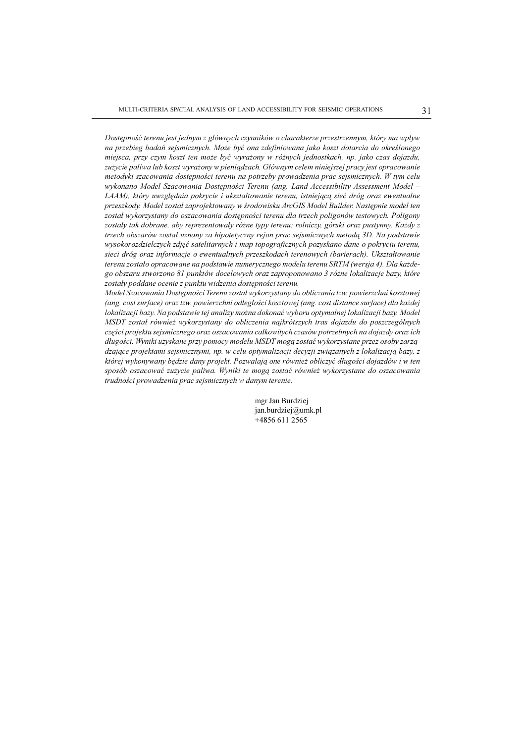*Dostępność terenu jest jednym z głównych czynników o charakterze przestrzennym, który ma wpływ na przebieg badań sejsmicznych. Może być ona zdefiniowana jako koszt dotarcia do określonego miejsca, przy czym koszt ten może być wyrażony w różnych jednostkach, np. jako czas dojazdu, zużycie paliwa lub koszt wyrażony w pieniądzach. Głównym celem niniejszej pracy jest opracowanie metodyki szacowania dostępności terenu na potrzeby prowadzenia prac sejsmicznych. W tym celu wykonano Model Szacowania Dostępności Terenu (ang. Land Accessibility Assessment Model – LAAM), który uwzględnia pokrycie i ukształtowanie terenu, istniejącą sieć dróg oraz ewentualne przeszkody. Model został zaprojektowany w środowisku ArcGIS Model Builder. Następnie model ten został wykorzystany do oszacowania dostępności terenu dla trzech poligonów testowych. Poligony zostały tak dobrane, aby reprezentowały różne typy terenu: rolniczy, górski oraz pustynny. Każdy z trzech obszarów został uznany za hipotetyczny rejon prac sejsmicznych metodą 3D. Na podstawie wysokorozdzielczych zdjęć satelitarnych i map topograficznych pozyskano dane o pokryciu terenu, sieci dróg oraz informacje o ewentualnych przeszkodach terenowych (barierach). Ukształtowanie terenu zostało opracowane na podstawie numerycznego modelu terenu SRTM (wersja 4). Dla każdego obszaru stworzono 81 punktów docelowych oraz zaproponowano 3 różne lokalizacje bazy, które zostały poddane ocenie z punktu widzenia dostępności terenu.*

*Model Szacowania Dostępności Terenu został wykorzystany do obliczania tzw. powierzchni kosztowej (ang. cost surface) oraz tzw. powierzchni odległości kosztowej (ang. cost distance surface) dla każdej lokalizacji bazy. Na podstawie tej analizy można dokonać wyboru optymalnej lokalizacji bazy. Model MSDT został również wykorzystany do obliczenia najkrótszych tras dojazdu do poszczególnych części projektu sejsmicznego oraz oszacowania całkowitych czasów potrzebnych na dojazdy oraz ich długości. Wyniki uzyskane przy pomocy modelu MSDT mogą zostać wykorzystane przez osoby zarządzające projektami sejsmicznymi, np. w celu optymalizacji decyzji związanych z lokalizacją bazy, z której wykonywany będzie dany projekt. Pozwalają one również obliczyć długości dojazdów i w ten sposób oszacować zużycie paliwa. Wyniki te mogą zostać również wykorzystane do oszacowania trudności prowadzenia prac sejsmicznych w danym terenie.*

mgr Jan Burdziej
jan.burdziej@umk.pl
+4856 611 2565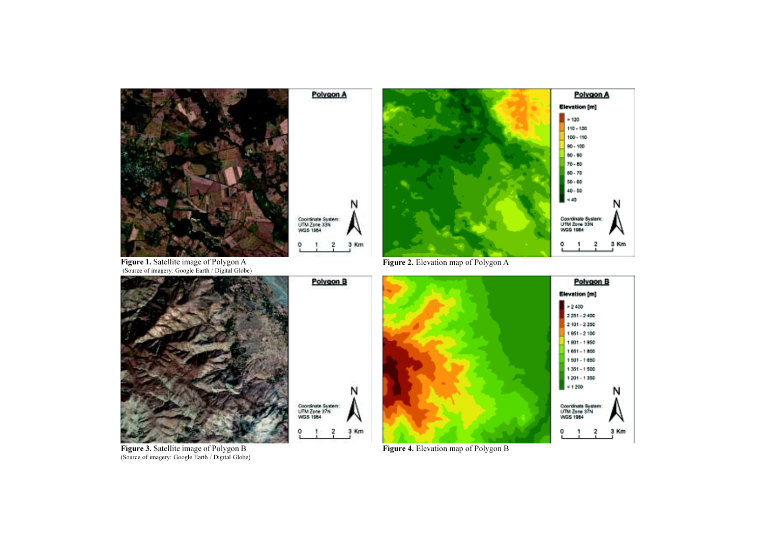**Figure 1.** Satellite image of Polygon A
(Source of imagery: Google Earth / Digital Globe)

**Figure 2.** Elevation map of Polygon A

**Figure 3.** Satellite image of Polygon B
(Source of imagery: Google Earth / Digital Globe)

**Figure 4.** Elevation map of Polygon B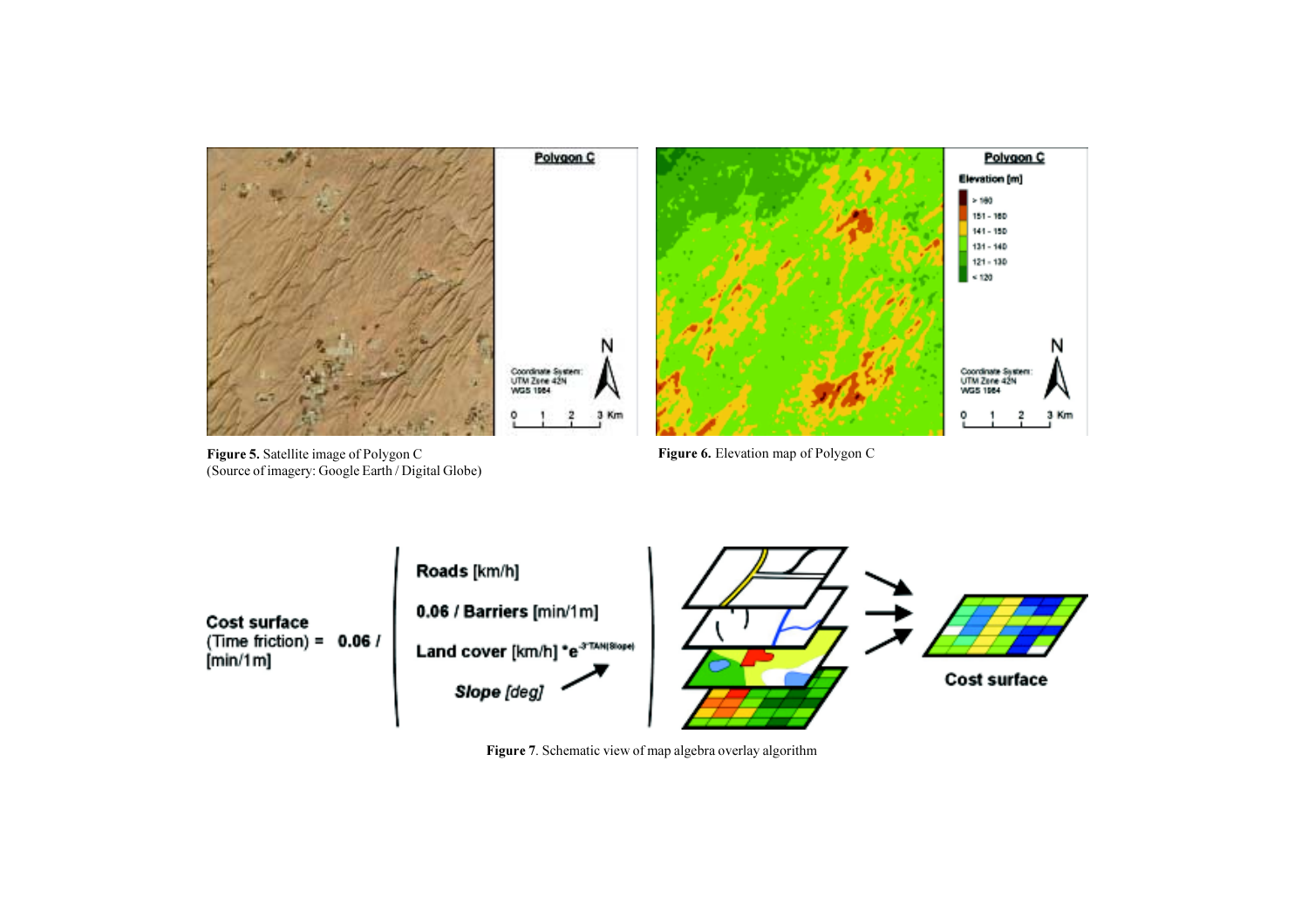**Figure 5.** Satellite image of Polygon C
(Source of imagery: Google Earth / Digital Globe)

**Figure 6.** Elevation map of Polygon C

**Figure 7**. Schematic view of map algebra overlay algorithm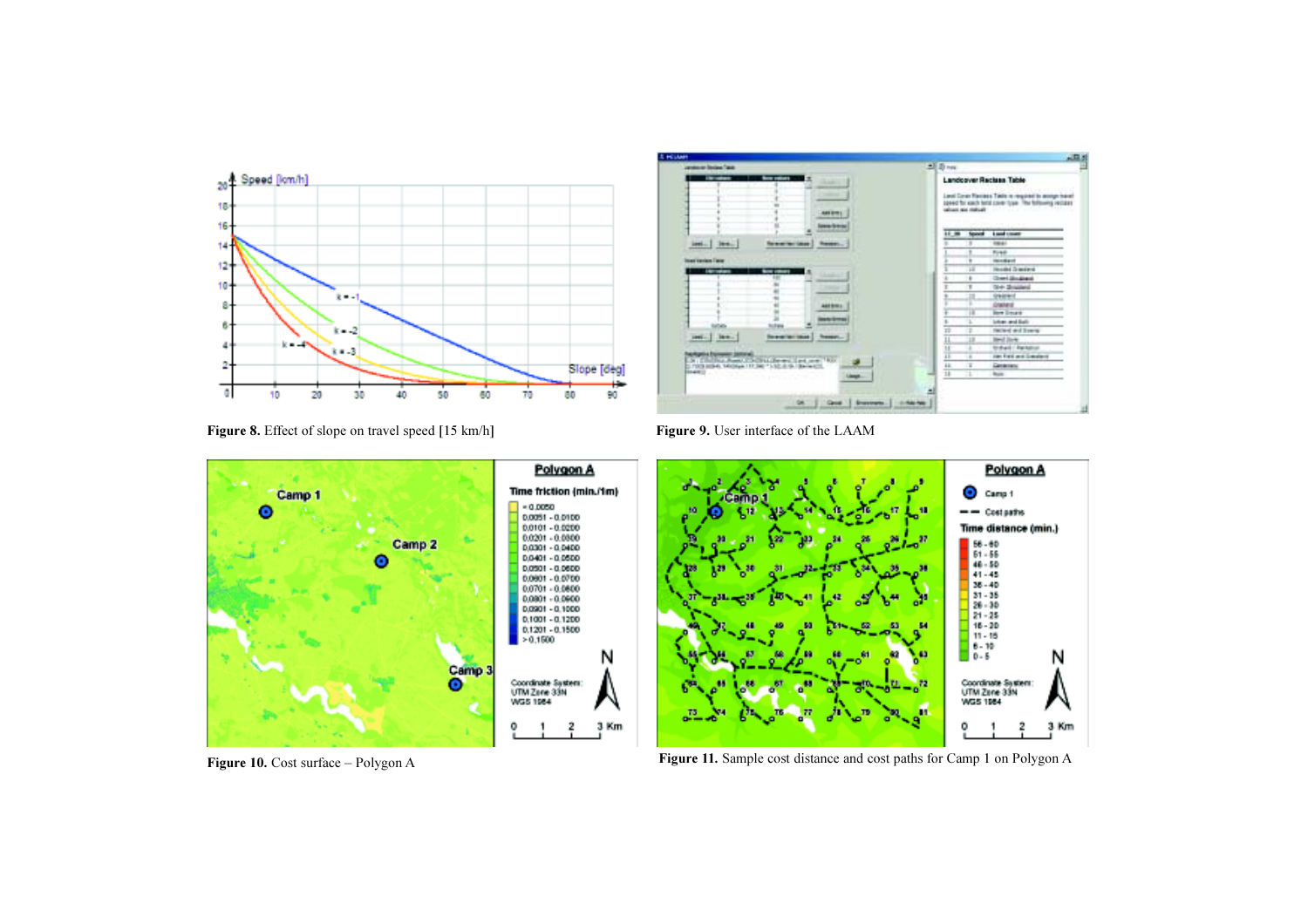**Figure 8.** Effect of slope on travel speed [15 km/h]

**Figure 9.** User interface of the LAAM

**Figure 10.** Cost surface – Polygon A

**Figure 11.** Sample cost distance and cost paths for Camp 1 on Polygon A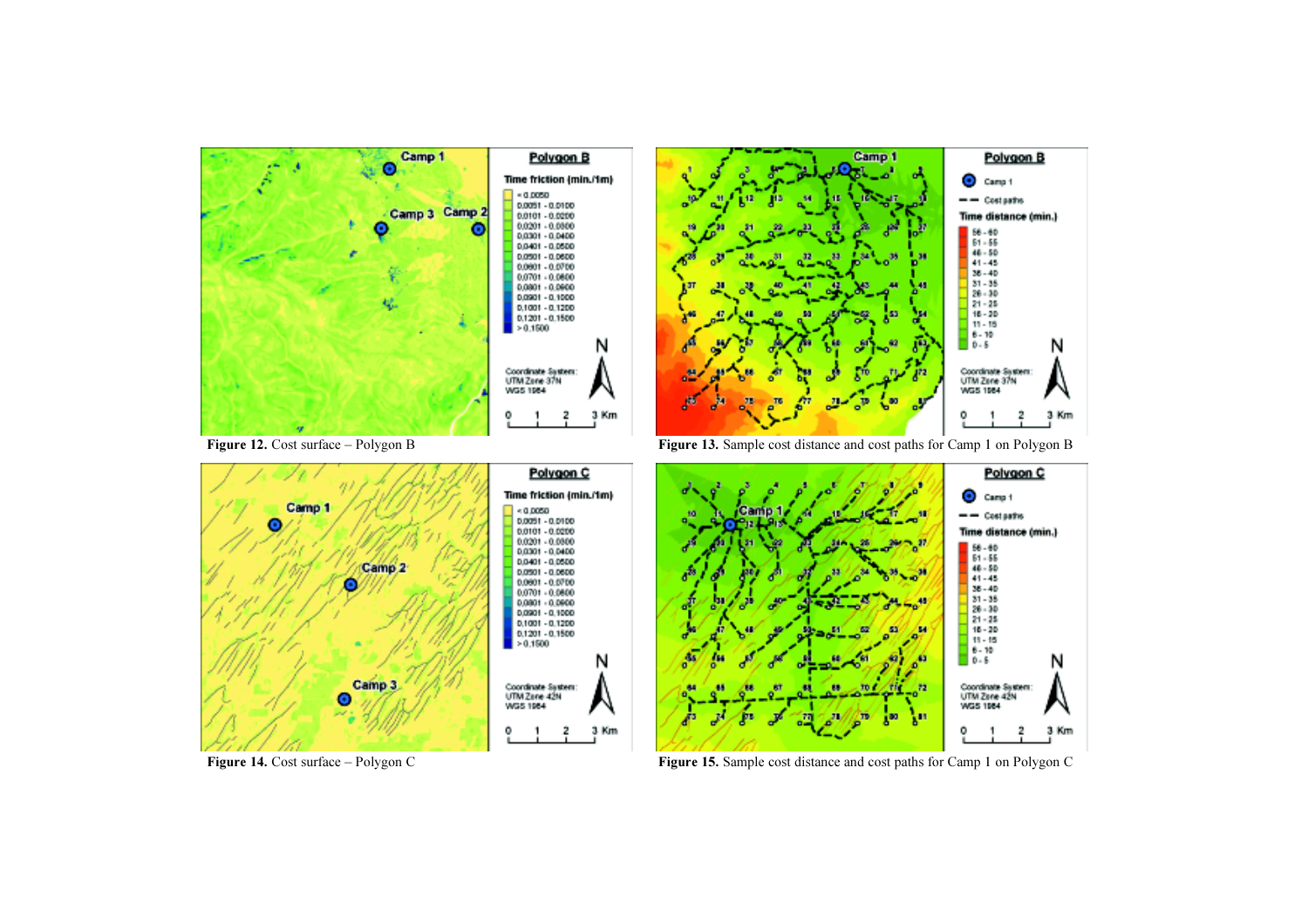Polygon B

Time friction (min./1m)

< 0.0050
0.0051 - 0.0100
0.0101 - 0.0200
0.0201 - 0.0300
0.0301 - 0.0400
0.0401 - 0.0500
0.0501 - 0.0600
0.0601 - 0.0700
0.0701 - 0.0800
0.0801 - 0.0900
0.0901 - 0.1000
0.1001 - 0.1200
0.1201 - 0.1500
> 0.1500

Camp 1
Camp 3
Camp 2

Coordinate System: UTM Zone 37N WGS 1984

0 1 2 3 Km

**Figure 12.** Cost surface – Polygon B

Polygon B

Camp 1

Cost paths

Time distance (min.)

56 - 60
51 - 55
46 - 50
41 - 45
36 - 40
31 - 35
26 - 30
21 - 25
16 - 20
11 - 15
6 - 10
0 - 5

Coordinate System: UTM Zone 37N WGS 1984

0 1 2 3 Km

**Figure 13.** Sample cost distance and cost paths for Camp 1 on Polygon B

Polygon C

Time friction (min./1m)

< 0.0050
0.0051 - 0.0100
0.0101 - 0.0200
0.0201 - 0.0300
0.0301 - 0.0400
0.0401 - 0.0500
0.0501 - 0.0600
0.0601 - 0.0700
0.0701 - 0.0800
0.0801 - 0.0900
0.0901 - 0.1000
0.1001 - 0.1200
0.1201 - 0.1500
> 0.1500

Camp 1
Camp 2
Camp 3

Coordinate System: UTM Zone 42N WGS 1984

0 1 2 3 Km

**Figure 14.** Cost surface – Polygon C

Polygon C

Camp 1

Cost paths

Time distance (min.)

56 - 60
51 - 55
46 - 50
41 - 45
36 - 40
31 - 35
26 - 30
21 - 25
16 - 20
11 - 15
6 - 10
0 - 5

Coordinate System: UTM Zone 42N WGS 1984

0 1 2 3 Km

**Figure 15.** Sample cost distance and cost paths for Camp 1 on Polygon C